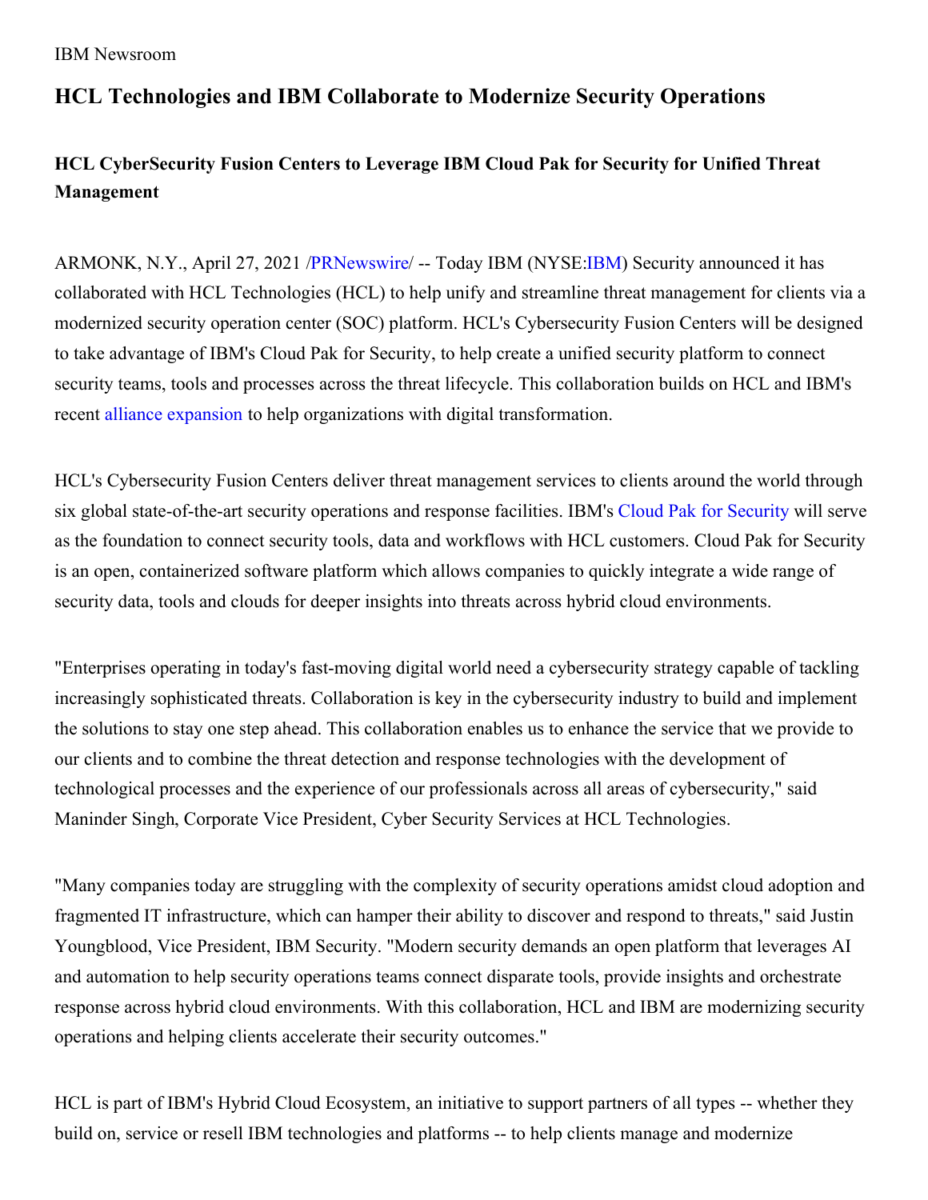IBM Newsroom

# HCL Technologies and IBM Collaborate to Modernize Security Operations

### HCL CyberSecurity Fusion Centers to Leverage IBM Cloud Pak for Security for Unified Threat Management

ARMONK, N.Y., April 27, 2021 /PRNewswire/ -- Today IBM (NYSE:IBM) Security announced it has collaborated with HCL Technologies (HCL) to help unify and streamline threat management for clients via a modernized security operation center (SOC) platform. HCL's Cybersecurity Fusion Centers will be designed to take advantage of IBM's Cloud Pak for Security, to help create a unified security platform to connect security teams, tools and processes across the threat lifecycle. This collaboration builds on HCL and IBM's recent alliance expansion to help organizations with digital transformation.

HCL's Cybersecurity Fusion Centers deliver threat management services to clients around the world through six global state-of-the-art security operations and response facilities. IBM's Cloud Pak for Security will serve as the foundation to connect security tools, data and workflows with HCL customers. Cloud Pak for Security is an open, containerized software platform which allows companies to quickly integrate a wide range of security data, tools and clouds for deeper insights into threats across hybrid cloud environments.

"Enterprises operating in today's fast-moving digital world need a cybersecurity strategy capable of tackling increasingly sophisticated threats. Collaboration is key in the cybersecurity industry to build and implement the solutions to stay one step ahead. This collaboration enables us to enhance the service that we provide to our clients and to combine the threat detection and response technologies with the development of technological processes and the experience of our professionals across all areas of cybersecurity," said Maninder Singh, Corporate Vice President, Cyber Security Services at HCL Technologies.

"Many companies today are struggling with the complexity of security operations amidst cloud adoption and fragmented IT infrastructure, which can hamper their ability to discover and respond to threats," said Justin Youngblood, Vice President, IBM Security. "Modern security demands an open platform that leverages AI and automation to help security operations teams connect disparate tools, provide insights and orchestrate response across hybrid cloud environments. With this collaboration, HCL and IBM are modernizing security operations and helping clients accelerate their security outcomes."

HCL is part of IBM's Hybrid Cloud Ecosystem, an initiative to support partners of all types -- whether they build on, service or resell IBM technologies and platforms -- to help clients manage and modernize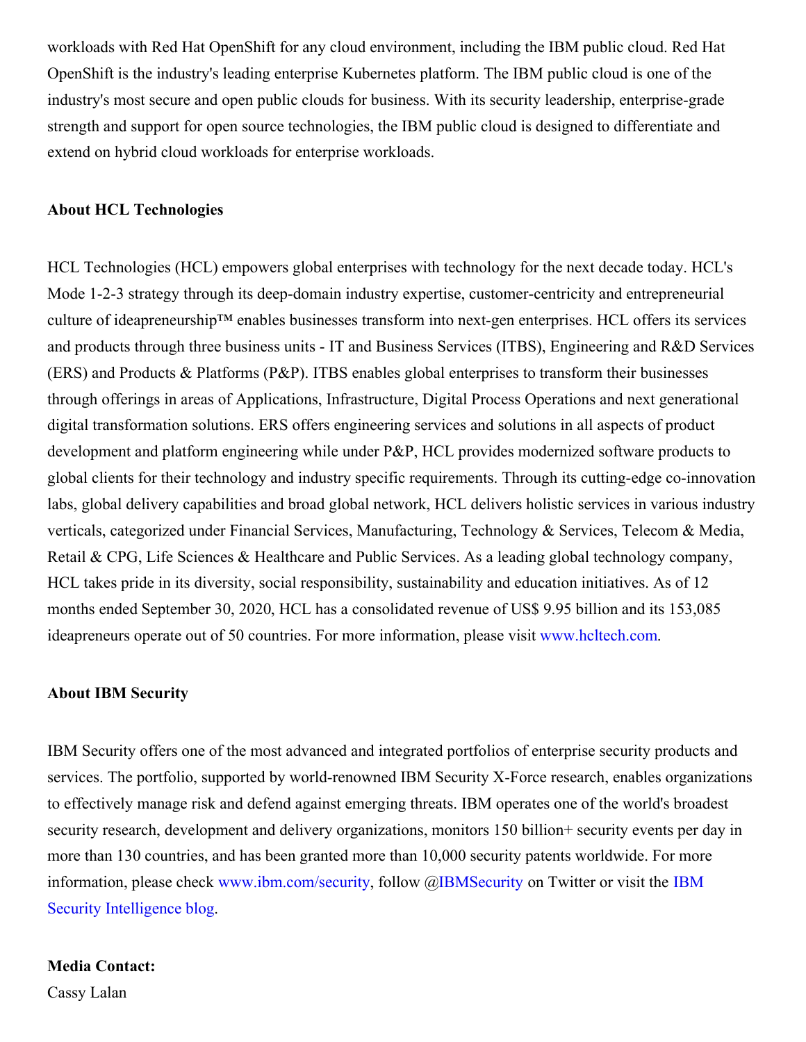workloads with Red Hat OpenShift for any cloud environment, including the IBM public cloud. Red Hat OpenShift is the industry's leading enterprise Kubernetes platform. The IBM public cloud is one of the industry's most secure and open public clouds for business. With its security leadership, enterprise-grade strength and support for open source technologies, the IBM public cloud is designed to differentiate and extend on hybrid cloud workloads for enterprise workloads.

**About HCL Technologies**

HCL Technologies (HCL) empowers global enterprises with technology for the next decade today. HCL's Mode 1-2-3 strategy through its deep-domain industry expertise, customer-centricity and entrepreneurial culture of ideapreneurship™ enables businesses transform into next-gen enterprises. HCL offers its services and products through three business units - IT and Business Services (ITBS), Engineering and R&D Services (ERS) and Products & Platforms (P&P). ITBS enables global enterprises to transform their businesses through offerings in areas of Applications, Infrastructure, Digital Process Operations and next generational digital transformation solutions. ERS offers engineering services and solutions in all aspects of product development and platform engineering while under P&P, HCL provides modernized software products to global clients for their technology and industry specific requirements. Through its cutting-edge co-innovation labs, global delivery capabilities and broad global network, HCL delivers holistic services in various industry verticals, categorized under Financial Services, Manufacturing, Technology & Services, Telecom & Media, Retail & CPG, Life Sciences & Healthcare and Public Services. As a leading global technology company, HCL takes pride in its diversity, social responsibility, sustainability and education initiatives. As of 12 months ended September 30, 2020, HCL has a consolidated revenue of US$ 9.95 billion and its 153,085 ideapreneurs operate out of 50 countries. For more information, please visit www.hcltech.com.

**About IBM Security**

IBM Security offers one of the most advanced and integrated portfolios of enterprise security products and services. The portfolio, supported by world-renowned IBM Security X-Force research, enables organizations to effectively manage risk and defend against emerging threats. IBM operates one of the world's broadest security research, development and delivery organizations, monitors 150 billion+ security events per day in more than 130 countries, and has been granted more than 10,000 security patents worldwide. For more information, please check www.ibm.com/security, follow @IBMSecurity on Twitter or visit the IBM Security Intelligence blog.

**Media Contact:**
Cassy Lalan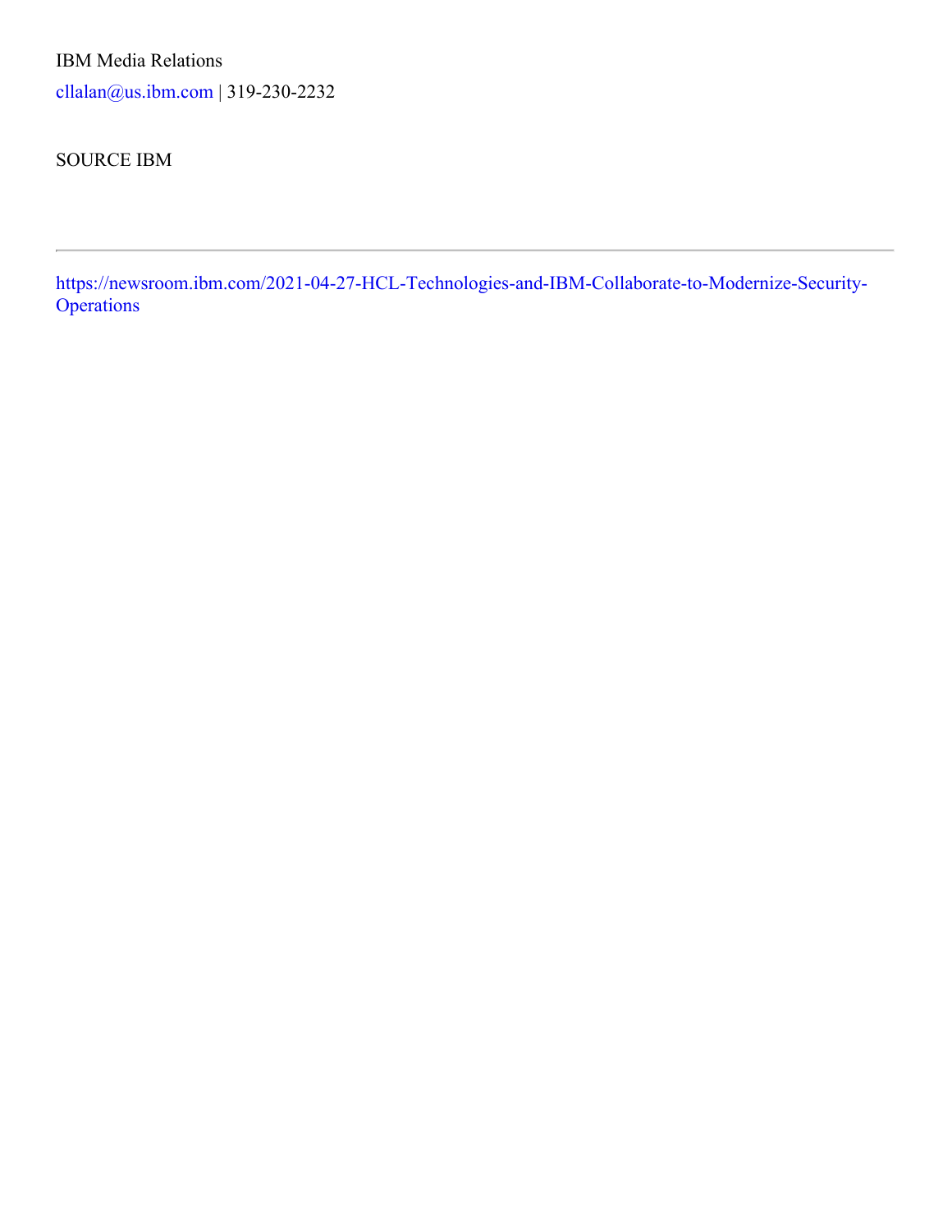IBM Media Relations

cllalan@us.ibm.com | 319-230-2232

SOURCE IBM

---

https://newsroom.ibm.com/2021-04-27-HCL-Technologies-and-IBM-Collaborate-to-Modernize-Security-Operations